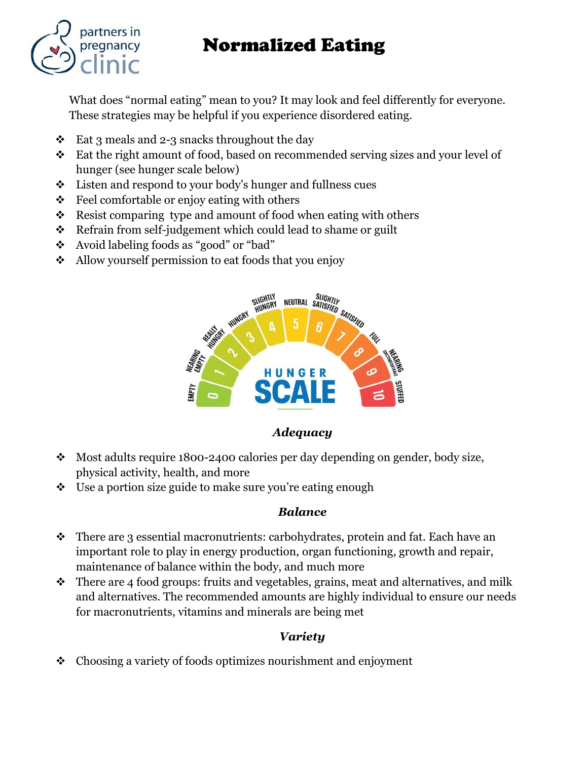partners in pregnancy clinic

# Normalized Eating

What does "normal eating" mean to you? It may look and feel differently for everyone. These strategies may be helpful if you experience disordered eating.

- Eat 3 meals and 2-3 snacks throughout the day
- Eat the right amount of food, based on recommended serving sizes and your level of hunger (see hunger scale below)
- Listen and respond to your body's hunger and fullness cues
- Feel comfortable or enjoy eating with others
- Resist comparing type and amount of food when eating with others
- Refrain from self-judgement which could lead to shame or guilt
- Avoid labeling foods as "good" or "bad"
- Allow yourself permission to eat foods that you enjoy

**HUNGER SCALE**

- 0 – Empty
- 1 – Nearing Empty
- 2 – Really Hungry
- 3 – Hungry
- 4 – Slightly Hungry
- 5 – Neutral
- 6 – Slightly Satisfied
- 7 – Satisfied
- 8 – Full
- 9 – Nearing Uncomfortable
- 10 – Stuffed

### *Adequacy*

- Most adults require 1800-2400 calories per day depending on gender, body size, physical activity, health, and more
- Use a portion size guide to make sure you're eating enough

### *Balance*

- There are 3 essential macronutrients: carbohydrates, protein and fat. Each have an important role to play in energy production, organ functioning, growth and repair, maintenance of balance within the body, and much more
- There are 4 food groups: fruits and vegetables, grains, meat and alternatives, and milk and alternatives. The recommended amounts are highly individual to ensure our needs for macronutrients, vitamins and minerals are being met

### *Variety*

- Choosing a variety of foods optimizes nourishment and enjoyment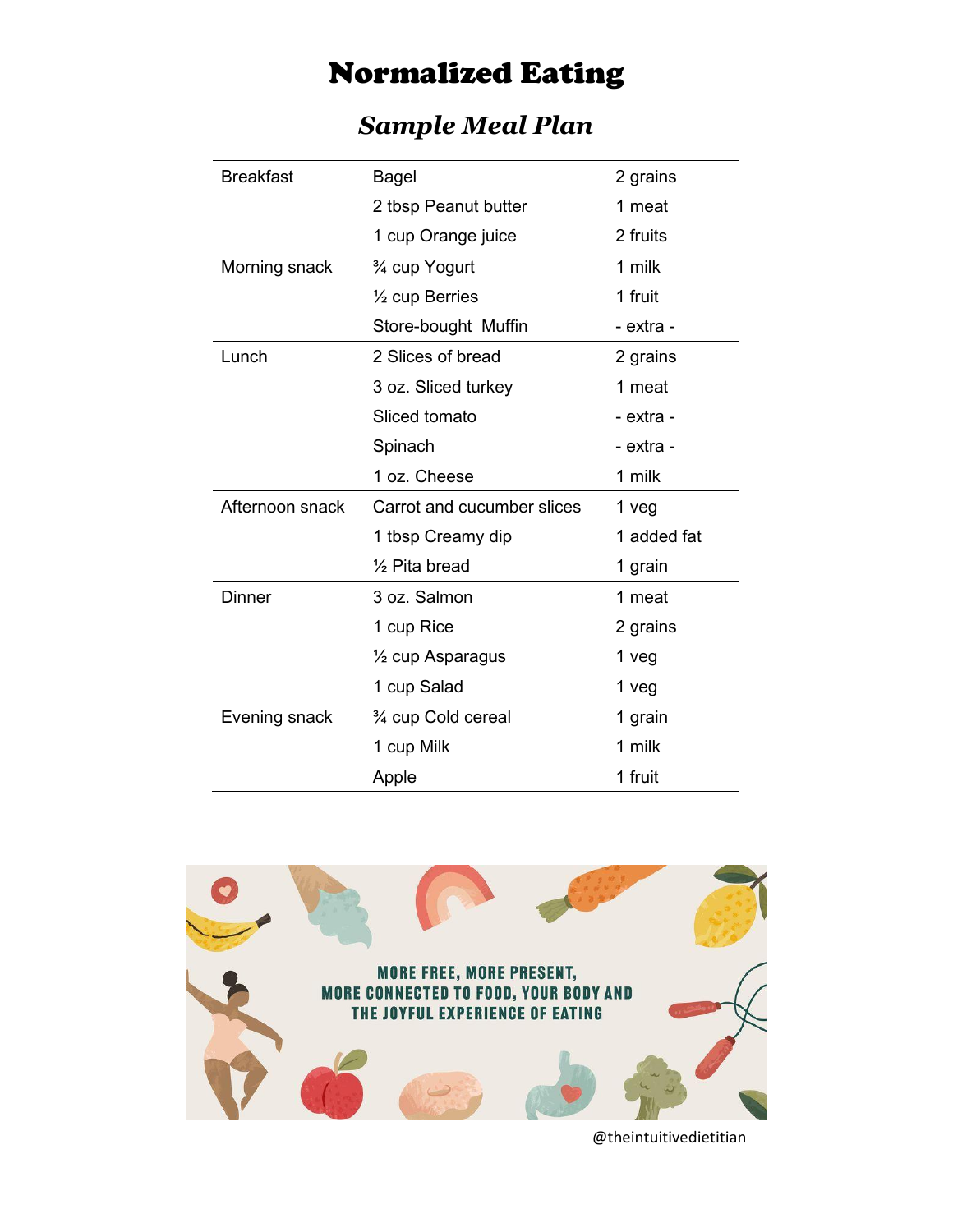# Normalized Eating

## *Sample Meal Plan*

| | | |
|---|---|---|
| Breakfast | Bagel | 2 grains |
| | 2 tbsp Peanut butter | 1 meat |
| | 1 cup Orange juice | 2 fruits |
| Morning snack | ¾ cup Yogurt | 1 milk |
| | ½ cup Berries | 1 fruit |
| | Store-bought Muffin | - extra - |
| Lunch | 2 Slices of bread | 2 grains |
| | 3 oz. Sliced turkey | 1 meat |
| | Sliced tomato | - extra - |
| | Spinach | - extra - |
| | 1 oz. Cheese | 1 milk |
| Afternoon snack | Carrot and cucumber slices | 1 veg |
| | 1 tbsp Creamy dip | 1 added fat |
| | ½ Pita bread | 1 grain |
| Dinner | 3 oz. Salmon | 1 meat |
| | 1 cup Rice | 2 grains |
| | ½ cup Asparagus | 1 veg |
| | 1 cup Salad | 1 veg |
| Evening snack | ¾ cup Cold cereal | 1 grain |
| | 1 cup Milk | 1 milk |
| | Apple | 1 fruit |

MORE FREE, MORE PRESENT,
MORE CONNECTED TO FOOD, YOUR BODY AND
THE JOYFUL EXPERIENCE OF EATING

@theintuitivedietitian